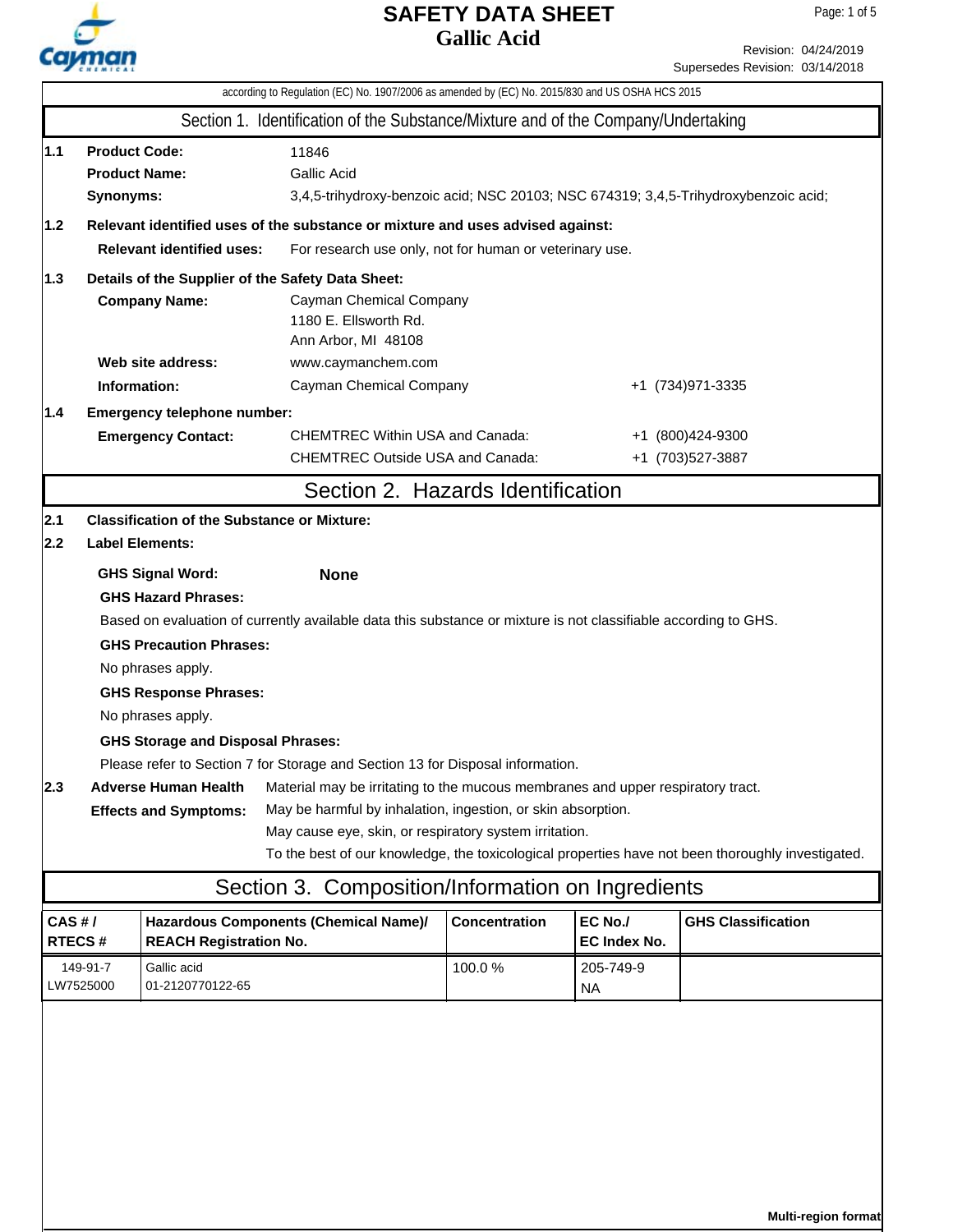# SAFETY DATA SHEET
## Gallic Acid

Revision: 04/24/2019
Supersedes Revision: 03/14/2018

according to Regulation (EC) No. 1907/2006 as amended by (EC) No. 2015/830 and US OSHA HCS 2015

## Section 1. Identification of the Substance/Mixture and of the Company/Undertaking

**1.1**
**Product Code:** 11846
**Product Name:** Gallic Acid
**Synonyms:** 3,4,5-trihydroxy-benzoic acid; NSC 20103; NSC 674319; 3,4,5-Trihydroxybenzoic acid;

**1.2 Relevant identified uses of the substance or mixture and uses advised against:**
**Relevant identified uses:** For research use only, not for human or veterinary use.

**1.3 Details of the Supplier of the Safety Data Sheet:**
**Company Name:** Cayman Chemical Company
1180 E. Ellsworth Rd.
Ann Arbor, MI 48108
**Web site address:** www.caymanchem.com
**Information:** Cayman Chemical Company +1 (734)971-3335

**1.4 Emergency telephone number:**
**Emergency Contact:**
CHEMTREC Within USA and Canada: +1 (800)424-9300
CHEMTREC Outside USA and Canada: +1 (703)527-3887

## Section 2. Hazards Identification

**2.1 Classification of the Substance or Mixture:**

**2.2 Label Elements:**

**GHS Signal Word:** **None**

**GHS Hazard Phrases:**
Based on evaluation of currently available data this substance or mixture is not classifiable according to GHS.

**GHS Precaution Phrases:**
No phrases apply.

**GHS Response Phrases:**
No phrases apply.

**GHS Storage and Disposal Phrases:**
Please refer to Section 7 for Storage and Section 13 for Disposal information.

**2.3 Adverse Human Health Effects and Symptoms:**
Material may be irritating to the mucous membranes and upper respiratory tract.
May be harmful by inhalation, ingestion, or skin absorption.
May cause eye, skin, or respiratory system irritation.
To the best of our knowledge, the toxicological properties have not been thoroughly investigated.

## Section 3. Composition/Information on Ingredients

| CAS # / RTECS # | Hazardous Components (Chemical Name)/ REACH Registration No. | Concentration | EC No./ EC Index No. | GHS Classification |
|---|---|---|---|---|
| 149-91-7<br>LW7525000 | Gallic acid<br>01-2120770122-65 | 100.0 % | 205-749-9<br>NA | |

Multi-region format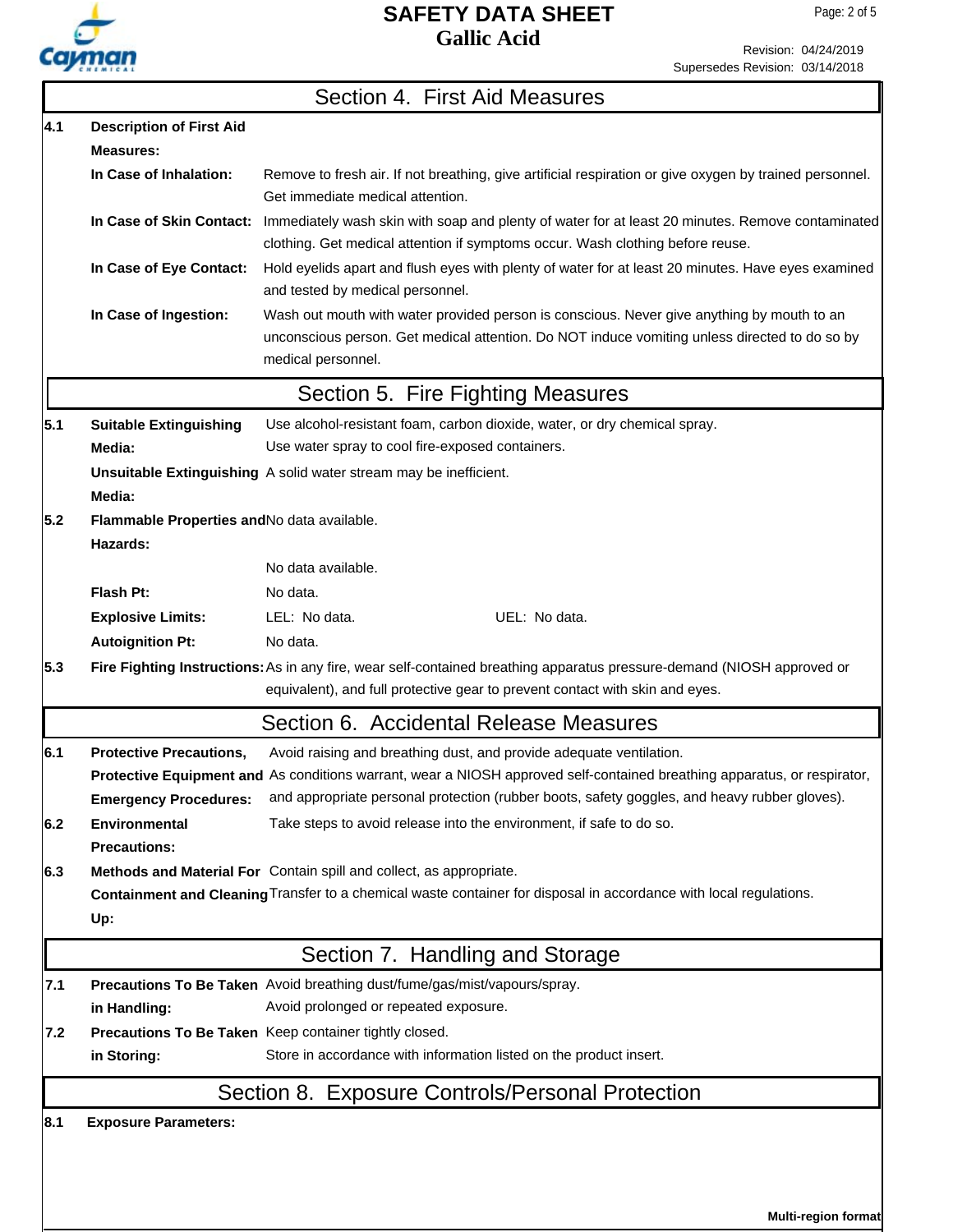## Section 4. First Aid Measures

**4.1 Description of First Aid Measures:**

**In Case of Inhalation:** Remove to fresh air. If not breathing, give artificial respiration or give oxygen by trained personnel. Get immediate medical attention.

**In Case of Skin Contact:** Immediately wash skin with soap and plenty of water for at least 20 minutes. Remove contaminated clothing. Get medical attention if symptoms occur. Wash clothing before reuse.

**In Case of Eye Contact:** Hold eyelids apart and flush eyes with plenty of water for at least 20 minutes. Have eyes examined and tested by medical personnel.

**In Case of Ingestion:** Wash out mouth with water provided person is conscious. Never give anything by mouth to an unconscious person. Get medical attention. Do NOT induce vomiting unless directed to do so by medical personnel.

## Section 5. Fire Fighting Measures

**5.1 Suitable Extinguishing Media:** Use alcohol-resistant foam, carbon dioxide, water, or dry chemical spray. Use water spray to cool fire-exposed containers.

**Unsuitable Extinguishing Media:** A solid water stream may be inefficient.

**5.2 Flammable Properties and Hazards:** No data available.

No data available.

**Flash Pt:** No data.

**Explosive Limits:** LEL: No data. UEL: No data.

**Autoignition Pt:** No data.

**5.3 Fire Fighting Instructions:** As in any fire, wear self-contained breathing apparatus pressure-demand (NIOSH approved or equivalent), and full protective gear to prevent contact with skin and eyes.

## Section 6. Accidental Release Measures

**6.1 Protective Precautions, Protective Equipment and Emergency Procedures:** Avoid raising and breathing dust, and provide adequate ventilation. As conditions warrant, wear a NIOSH approved self-contained breathing apparatus, or respirator, and appropriate personal protection (rubber boots, safety goggles, and heavy rubber gloves).

**6.2 Environmental Precautions:** Take steps to avoid release into the environment, if safe to do so.

**6.3 Methods and Material For Containment and Cleaning Up:** Contain spill and collect, as appropriate. Transfer to a chemical waste container for disposal in accordance with local regulations.

## Section 7. Handling and Storage

**7.1 Precautions To Be Taken in Handling:** Avoid breathing dust/fume/gas/mist/vapours/spray. Avoid prolonged or repeated exposure.

**7.2 Precautions To Be Taken in Storing:** Keep container tightly closed. Store in accordance with information listed on the product insert.

## Section 8. Exposure Controls/Personal Protection

**8.1 Exposure Parameters:**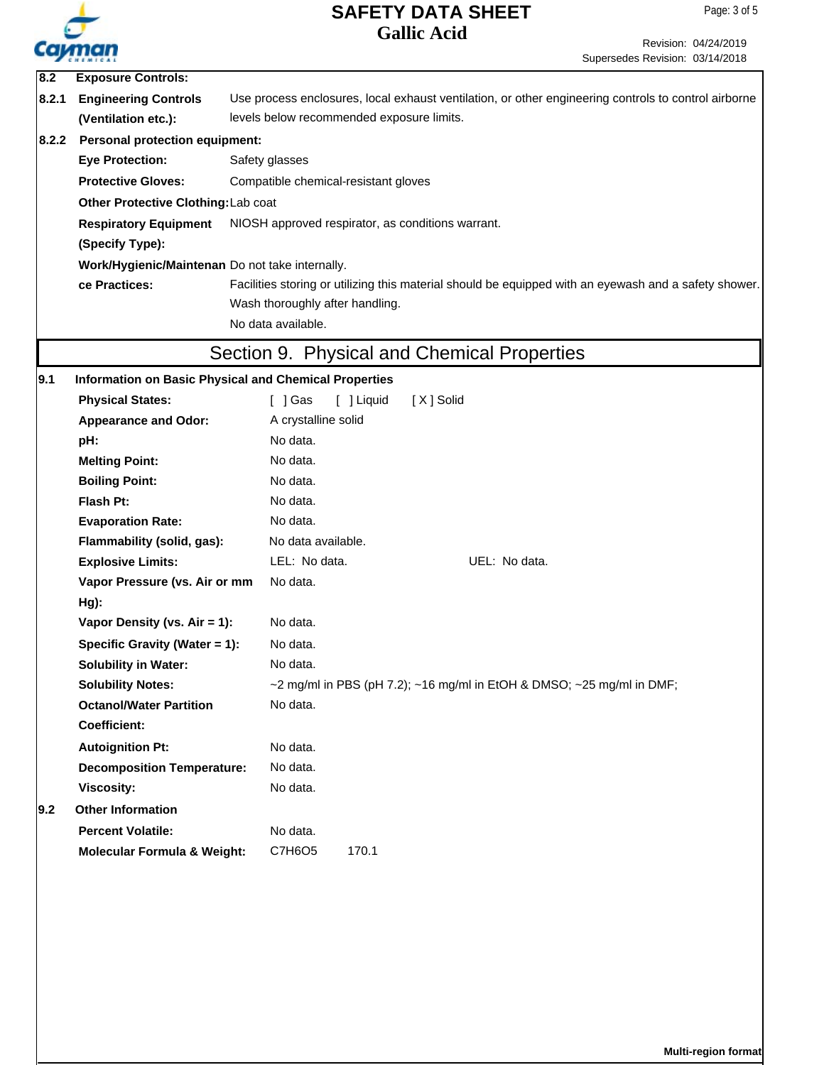**8.2 Exposure Controls:**

**8.2.1 Engineering Controls (Ventilation etc.):** Use process enclosures, local exhaust ventilation, or other engineering controls to control airborne levels below recommended exposure limits.

**8.2.2 Personal protection equipment:**

| | |
|---|---|
| **Eye Protection:** | Safety glasses |
| **Protective Gloves:** | Compatible chemical-resistant gloves |
| **Other Protective Clothing:** | Lab coat |
| **Respiratory Equipment (Specify Type):** | NIOSH approved respirator, as conditions warrant. |
| **Work/Hygienic/Maintenance Practices:** | Do not take internally. Facilities storing or utilizing this material should be equipped with an eyewash and a safety shower. Wash thoroughly after handling. No data available. |

## Section 9. Physical and Chemical Properties

**9.1 Information on Basic Physical and Chemical Properties**

| | | |
|---|---|---|
| **Physical States:** | [ ] Gas [ ] Liquid [ X ] Solid | |
| **Appearance and Odor:** | A crystalline solid | |
| **pH:** | No data. | |
| **Melting Point:** | No data. | |
| **Boiling Point:** | No data. | |
| **Flash Pt:** | No data. | |
| **Evaporation Rate:** | No data. | |
| **Flammability (solid, gas):** | No data available. | |
| **Explosive Limits:** | LEL: No data. | UEL: No data. |
| **Vapor Pressure (vs. Air or mm Hg):** | No data. | |
| **Vapor Density (vs. Air = 1):** | No data. | |
| **Specific Gravity (Water = 1):** | No data. | |
| **Solubility in Water:** | No data. | |
| **Solubility Notes:** | ~2 mg/ml in PBS (pH 7.2); ~16 mg/ml in EtOH & DMSO; ~25 mg/ml in DMF; | |
| **Octanol/Water Partition Coefficient:** | No data. | |
| **Autoignition Pt:** | No data. | |
| **Decomposition Temperature:** | No data. | |
| **Viscosity:** | No data. | |

**9.2 Other Information**

| | | |
|---|---|---|
| **Percent Volatile:** | No data. | |
| **Molecular Formula & Weight:** | $C_7H_6O_5$ | 170.1 |

**Multi-region format**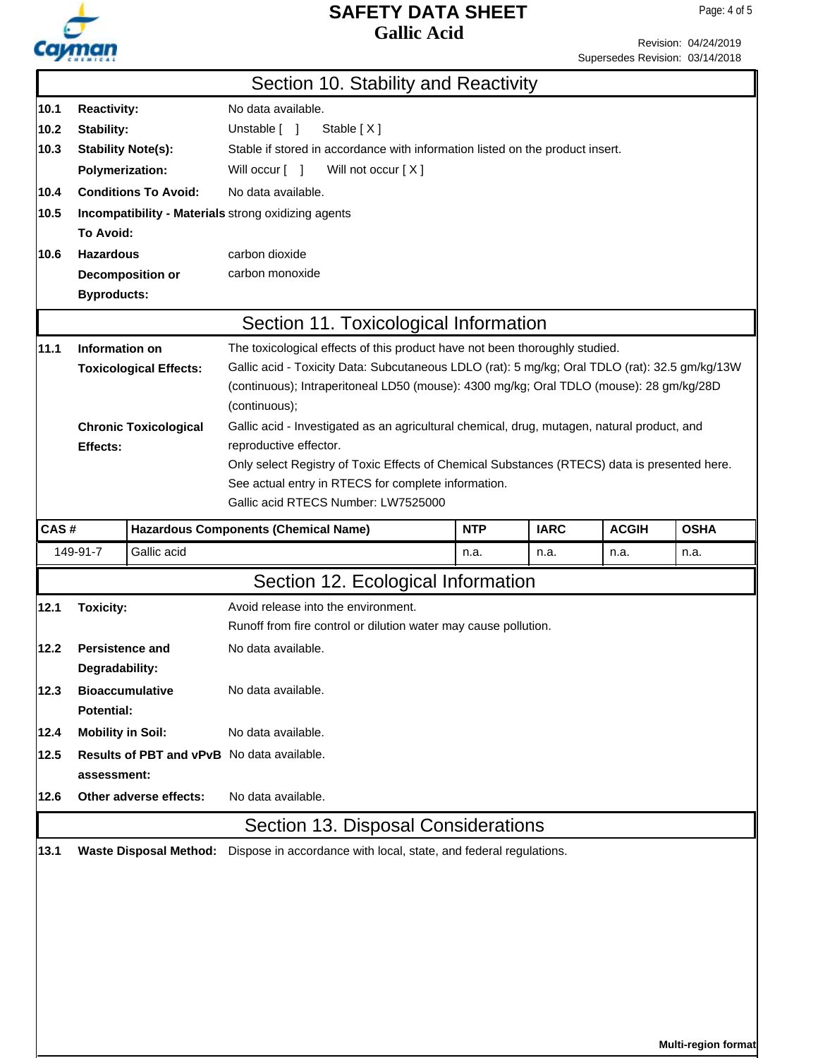## Section 10. Stability and Reactivity

**10.1 Reactivity:** No data available.

**10.2 Stability:** Unstable [ ] Stable [ X ]

**10.3 Stability Note(s):** Stable if stored in accordance with information listed on the product insert.

**Polymerization:** Will occur [ ] Will not occur [ X ]

**10.4 Conditions To Avoid:** No data available.

**10.5 Incompatibility - Materials To Avoid:** strong oxidizing agents

**10.6 Hazardous Decomposition or Byproducts:** carbon dioxide
carbon monoxide

## Section 11. Toxicological Information

**11.1 Information on Toxicological Effects:** The toxicological effects of this product have not been thoroughly studied.
Gallic acid - Toxicity Data: Subcutaneous LDLO (rat): 5 mg/kg; Oral TDLO (rat): 32.5 gm/kg/13W (continuous); Intraperitoneal LD50 (mouse): 4300 mg/kg; Oral TDLO (mouse): 28 gm/kg/28D (continuous);

**Chronic Toxicological Effects:** Gallic acid - Investigated as an agricultural chemical, drug, mutagen, natural product, and reproductive effector.
Only select Registry of Toxic Effects of Chemical Substances (RTECS) data is presented here. See actual entry in RTECS for complete information.
Gallic acid RTECS Number: LW7525000

| CAS # | Hazardous Components (Chemical Name) | NTP | IARC | ACGIH | OSHA |
|---|---|---|---|---|---|
| 149-91-7 | Gallic acid | n.a. | n.a. | n.a. | n.a. |

## Section 12. Ecological Information

**12.1 Toxicity:** Avoid release into the environment.
Runoff from fire control or dilution water may cause pollution.

**12.2 Persistence and Degradability:** No data available.

**12.3 Bioaccumulative Potential:** No data available.

**12.4 Mobility in Soil:** No data available.

**12.5 Results of PBT and vPvB assessment:** No data available.

**12.6 Other adverse effects:** No data available.

## Section 13. Disposal Considerations

**13.1 Waste Disposal Method:** Dispose in accordance with local, state, and federal regulations.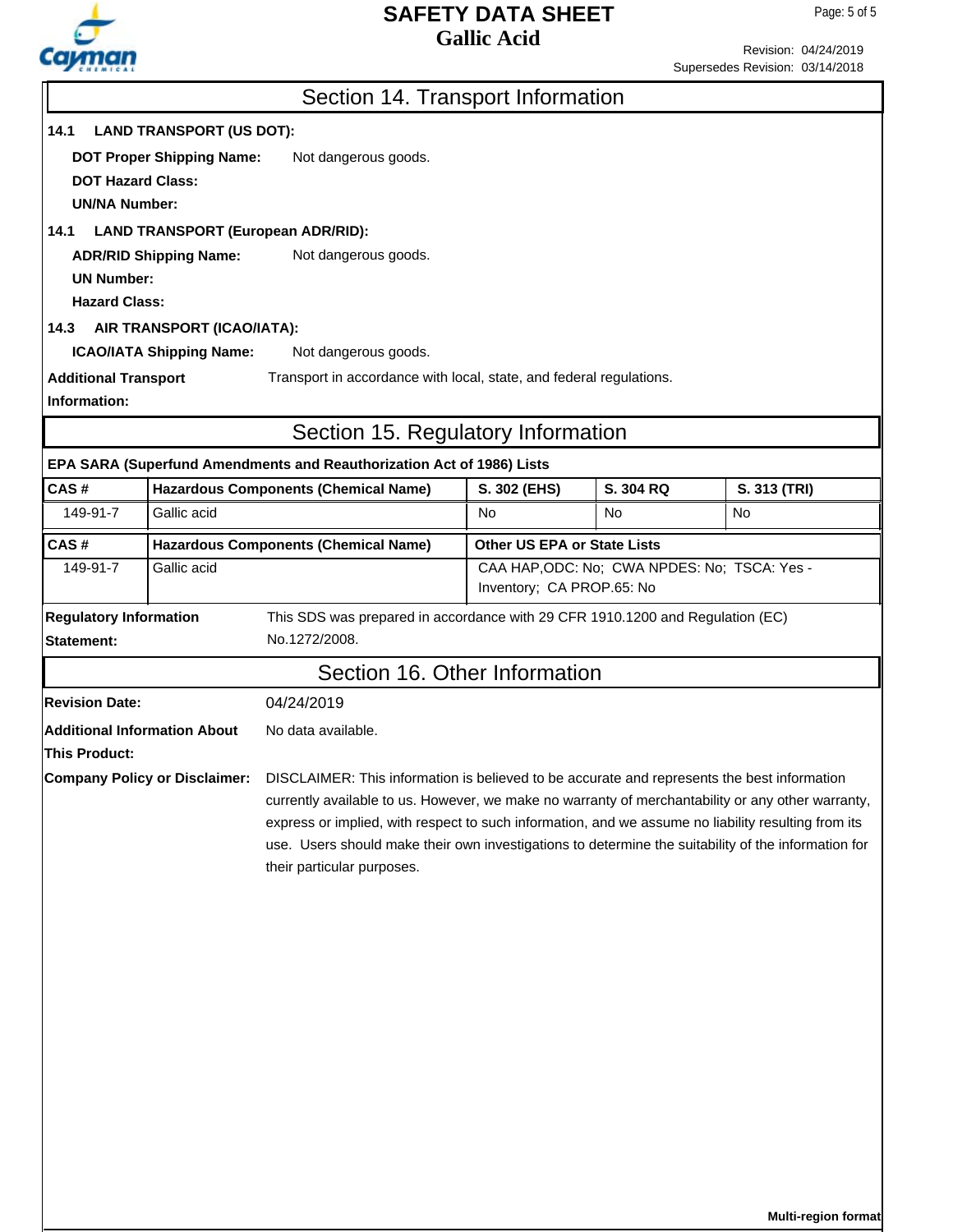## Section 14. Transport Information

**14.1 LAND TRANSPORT (US DOT):**

**DOT Proper Shipping Name:** Not dangerous goods.

**DOT Hazard Class:**

**UN/NA Number:**

**14.1 LAND TRANSPORT (European ADR/RID):**

**ADR/RID Shipping Name:** Not dangerous goods.

**UN Number:**

**Hazard Class:**

**14.3 AIR TRANSPORT (ICAO/IATA):**

**ICAO/IATA Shipping Name:** Not dangerous goods.

**Additional Transport Information:** Transport in accordance with local, state, and federal regulations.

## Section 15. Regulatory Information

**EPA SARA (Superfund Amendments and Reauthorization Act of 1986) Lists**

| CAS # | Hazardous Components (Chemical Name) | S. 302 (EHS) | S. 304 RQ | S. 313 (TRI) |
|---|---|---|---|---|
| 149-91-7 | Gallic acid | No | No | No |

| CAS # | Hazardous Components (Chemical Name) | Other US EPA or State Lists |
|---|---|---|
| 149-91-7 | Gallic acid | CAA HAP,ODC: No; CWA NPDES: No; TSCA: Yes - Inventory; CA PROP.65: No |

**Regulatory Information Statement:** This SDS was prepared in accordance with 29 CFR 1910.1200 and Regulation (EC) No.1272/2008.

## Section 16. Other Information

**Revision Date:** 04/24/2019

**Additional Information About This Product:** No data available.

**Company Policy or Disclaimer:** DISCLAIMER: This information is believed to be accurate and represents the best information currently available to us. However, we make no warranty of merchantability or any other warranty, express or implied, with respect to such information, and we assume no liability resulting from its use. Users should make their own investigations to determine the suitability of the information for their particular purposes.

**Multi-region format**